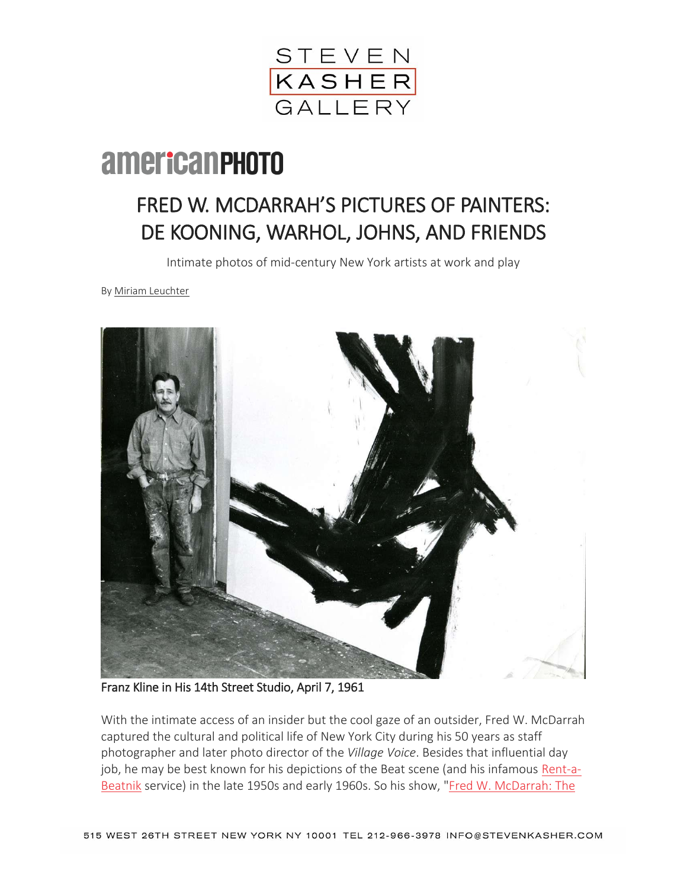# FRED W. MCDARRAH'S PICTURES OF PAINTERS: DE KOONING, WARHOL, JOHNS, AND FRIENDS

Intimate photos of mid-century New York artists at work and play

By Miriam Leuchter

Franz Kline in His 14th Street Studio, April 7, 1961

With the intimate access of an insider but the cool gaze of an outsider, Fred W. McDarrah captured the cultural and political life of New York City during his 50 years as staff photographer and later photo director of the *Village Voice*. Besides that influential day job, he may be best known for his depictions of the Beat scene (and his infamous Rent-a-Beatnik service) in the late 1950s and early 1960s. So his show, "Fred W. McDarrah: The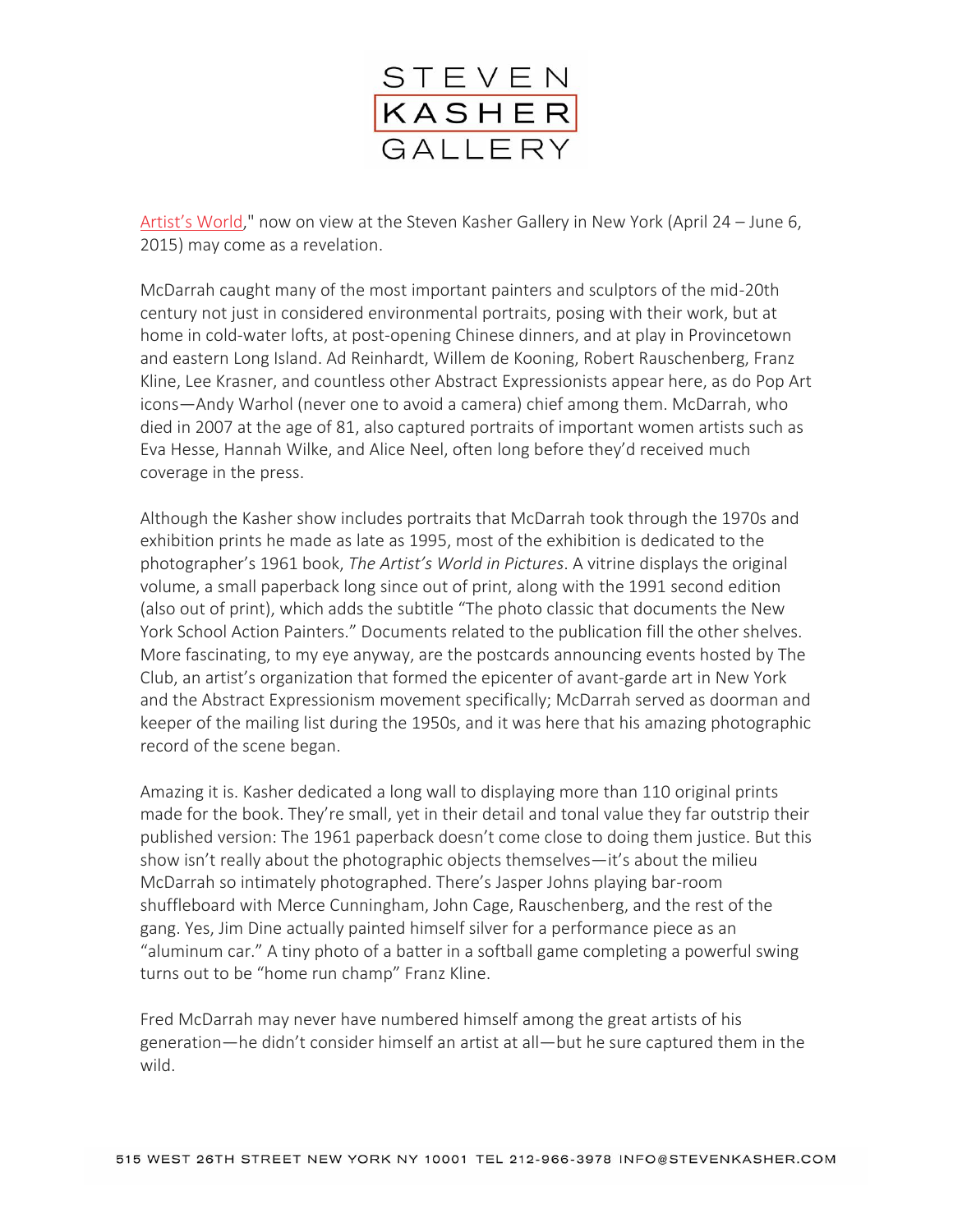Artist's World," now on view at the Steven Kasher Gallery in New York (April 24 – June 6, 2015) may come as a revelation.

McDarrah caught many of the most important painters and sculptors of the mid-20th century not just in considered environmental portraits, posing with their work, but at home in cold-water lofts, at post-opening Chinese dinners, and at play in Provincetown and eastern Long Island. Ad Reinhardt, Willem de Kooning, Robert Rauschenberg, Franz Kline, Lee Krasner, and countless other Abstract Expressionists appear here, as do Pop Art icons—Andy Warhol (never one to avoid a camera) chief among them. McDarrah, who died in 2007 at the age of 81, also captured portraits of important women artists such as Eva Hesse, Hannah Wilke, and Alice Neel, often long before they'd received much coverage in the press.

Although the Kasher show includes portraits that McDarrah took through the 1970s and exhibition prints he made as late as 1995, most of the exhibition is dedicated to the photographer's 1961 book, *The Artist's World in Pictures*. A vitrine displays the original volume, a small paperback long since out of print, along with the 1991 second edition (also out of print), which adds the subtitle "The photo classic that documents the New York School Action Painters." Documents related to the publication fill the other shelves. More fascinating, to my eye anyway, are the postcards announcing events hosted by The Club, an artist's organization that formed the epicenter of avant-garde art in New York and the Abstract Expressionism movement specifically; McDarrah served as doorman and keeper of the mailing list during the 1950s, and it was here that his amazing photographic record of the scene began.

Amazing it is. Kasher dedicated a long wall to displaying more than 110 original prints made for the book. They're small, yet in their detail and tonal value they far outstrip their published version: The 1961 paperback doesn't come close to doing them justice. But this show isn't really about the photographic objects themselves—it's about the milieu McDarrah so intimately photographed. There's Jasper Johns playing bar-room shuffleboard with Merce Cunningham, John Cage, Rauschenberg, and the rest of the gang. Yes, Jim Dine actually painted himself silver for a performance piece as an "aluminum car." A tiny photo of a batter in a softball game completing a powerful swing turns out to be "home run champ" Franz Kline.

Fred McDarrah may never have numbered himself among the great artists of his generation—he didn't consider himself an artist at all—but he sure captured them in the wild.